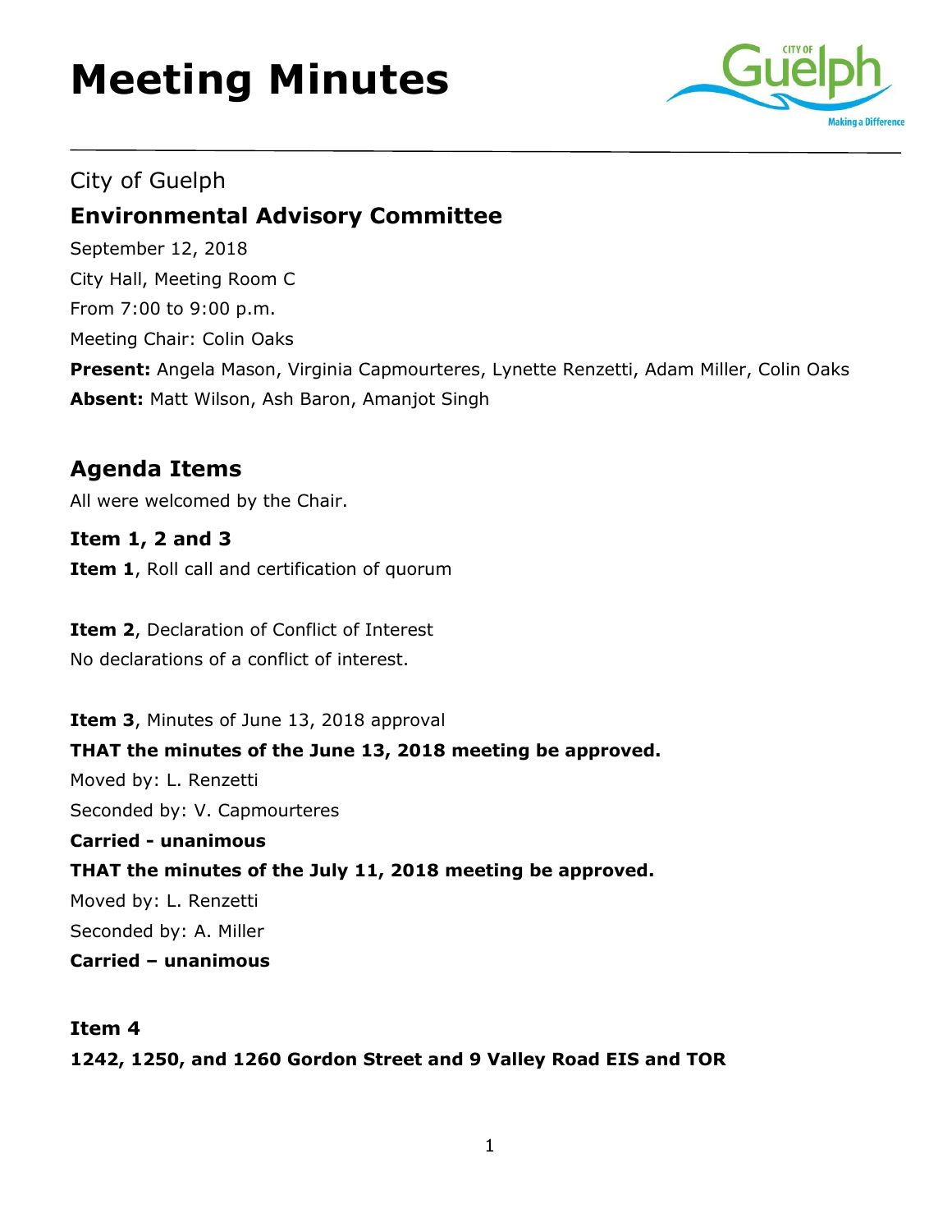# Meeting Minutes

City of Guelph

## Environmental Advisory Committee

September 12, 2018

City Hall, Meeting Room C

From 7:00 to 9:00 p.m.

Meeting Chair: Colin Oaks

**Present:** Angela Mason, Virginia Capmourteres, Lynette Renzetti, Adam Miller, Colin Oaks

**Absent:** Matt Wilson, Ash Baron, Amanjot Singh

## Agenda Items

All were welcomed by the Chair.

### Item 1, 2 and 3

**Item 1**, Roll call and certification of quorum

**Item 2**, Declaration of Conflict of Interest

No declarations of a conflict of interest.

**Item 3**, Minutes of June 13, 2018 approval

**THAT the minutes of the June 13, 2018 meeting be approved.**

Moved by: L. Renzetti

Seconded by: V. Capmourteres

**Carried - unanimous**

**THAT the minutes of the July 11, 2018 meeting be approved.**

Moved by: L. Renzetti

Seconded by: A. Miller

**Carried – unanimous**

### Item 4

**1242, 1250, and 1260 Gordon Street and 9 Valley Road EIS and TOR**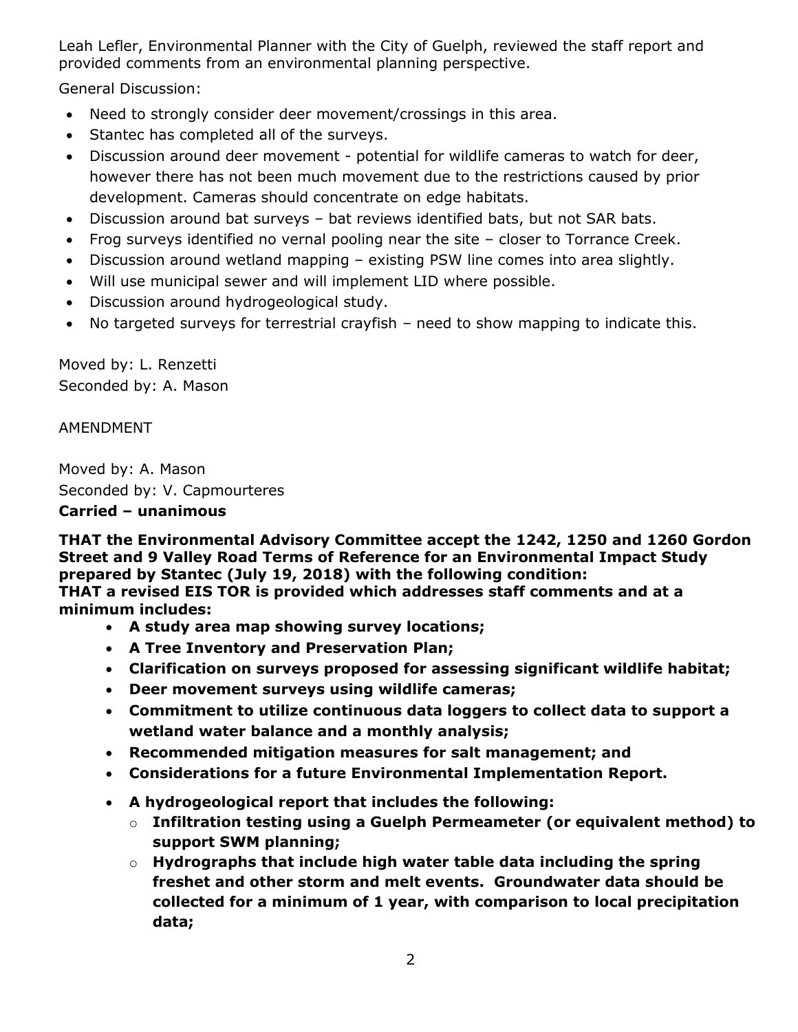Leah Lefler, Environmental Planner with the City of Guelph, reviewed the staff report and provided comments from an environmental planning perspective.

General Discussion:

- Need to strongly consider deer movement/crossings in this area.
- Stantec has completed all of the surveys.
- Discussion around deer movement - potential for wildlife cameras to watch for deer, however there has not been much movement due to the restrictions caused by prior development. Cameras should concentrate on edge habitats.
- Discussion around bat surveys – bat reviews identified bats, but not SAR bats.
- Frog surveys identified no vernal pooling near the site – closer to Torrance Creek.
- Discussion around wetland mapping – existing PSW line comes into area slightly.
- Will use municipal sewer and will implement LID where possible.
- Discussion around hydrogeological study.
- No targeted surveys for terrestrial crayfish – need to show mapping to indicate this.

Moved by: L. Renzetti
Seconded by: A. Mason

AMENDMENT

Moved by: A. Mason
Seconded by: V. Capmourteres
**Carried – unanimous**

**THAT the Environmental Advisory Committee accept the 1242, 1250 and 1260 Gordon Street and 9 Valley Road Terms of Reference for an Environmental Impact Study prepared by Stantec (July 19, 2018) with the following condition:**
**THAT a revised EIS TOR is provided which addresses staff comments and at a minimum includes:**

- **A study area map showing survey locations;**
- **A Tree Inventory and Preservation Plan;**
- **Clarification on surveys proposed for assessing significant wildlife habitat;**
- **Deer movement surveys using wildlife cameras;**
- **Commitment to utilize continuous data loggers to collect data to support a wetland water balance and a monthly analysis;**
- **Recommended mitigation measures for salt management; and**
- **Considerations for a future Environmental Implementation Report.**
- **A hydrogeological report that includes the following:**
  - **Infiltration testing using a Guelph Permeameter (or equivalent method) to support SWM planning;**
  - **Hydrographs that include high water table data including the spring freshet and other storm and melt events. Groundwater data should be collected for a minimum of 1 year, with comparison to local precipitation data;**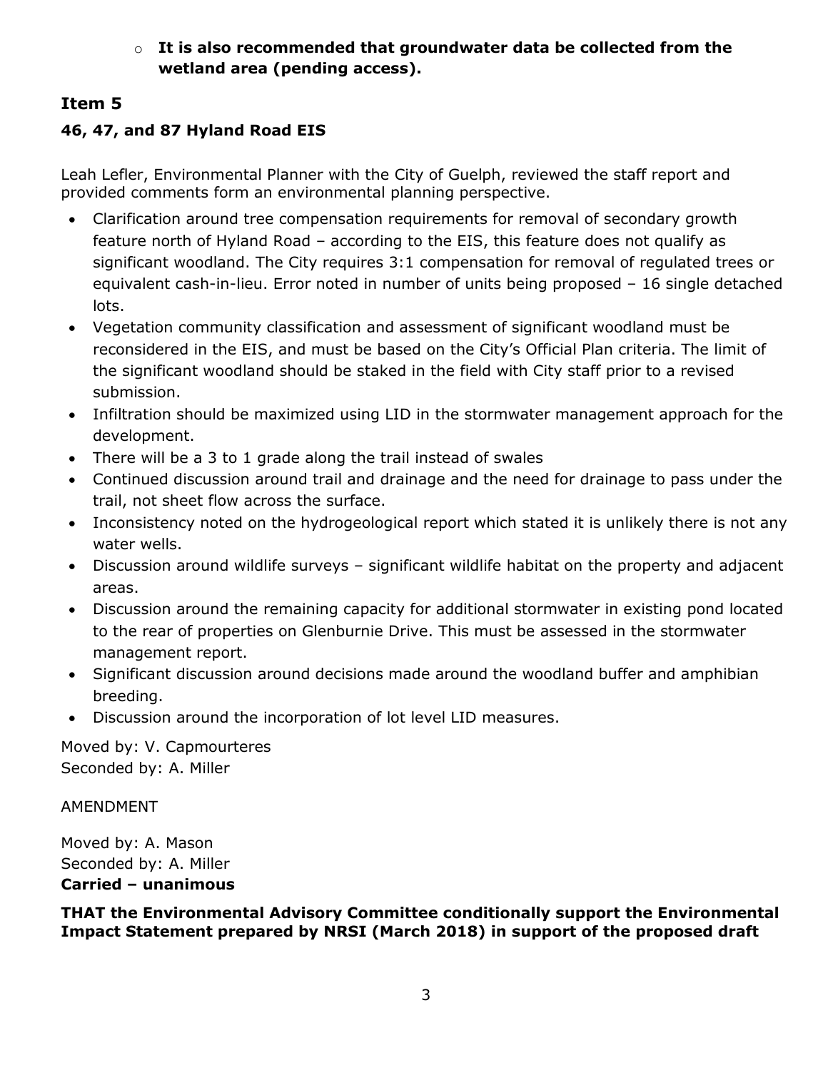- **It is also recommended that groundwater data be collected from the wetland area (pending access).**

## Item 5

### 46, 47, and 87 Hyland Road EIS

Leah Lefler, Environmental Planner with the City of Guelph, reviewed the staff report and provided comments form an environmental planning perspective.

- Clarification around tree compensation requirements for removal of secondary growth feature north of Hyland Road – according to the EIS, this feature does not qualify as significant woodland. The City requires 3:1 compensation for removal of regulated trees or equivalent cash-in-lieu. Error noted in number of units being proposed – 16 single detached lots.
- Vegetation community classification and assessment of significant woodland must be reconsidered in the EIS, and must be based on the City's Official Plan criteria. The limit of the significant woodland should be staked in the field with City staff prior to a revised submission.
- Infiltration should be maximized using LID in the stormwater management approach for the development.
- There will be a 3 to 1 grade along the trail instead of swales
- Continued discussion around trail and drainage and the need for drainage to pass under the trail, not sheet flow across the surface.
- Inconsistency noted on the hydrogeological report which stated it is unlikely there is not any water wells.
- Discussion around wildlife surveys – significant wildlife habitat on the property and adjacent areas.
- Discussion around the remaining capacity for additional stormwater in existing pond located to the rear of properties on Glenburnie Drive. This must be assessed in the stormwater management report.
- Significant discussion around decisions made around the woodland buffer and amphibian breeding.
- Discussion around the incorporation of lot level LID measures.

Moved by: V. Capmourteres
Seconded by: A. Miller

AMENDMENT

Moved by: A. Mason
Seconded by: A. Miller
**Carried – unanimous**

**THAT the Environmental Advisory Committee conditionally support the Environmental Impact Statement prepared by NRSI (March 2018) in support of the proposed draft**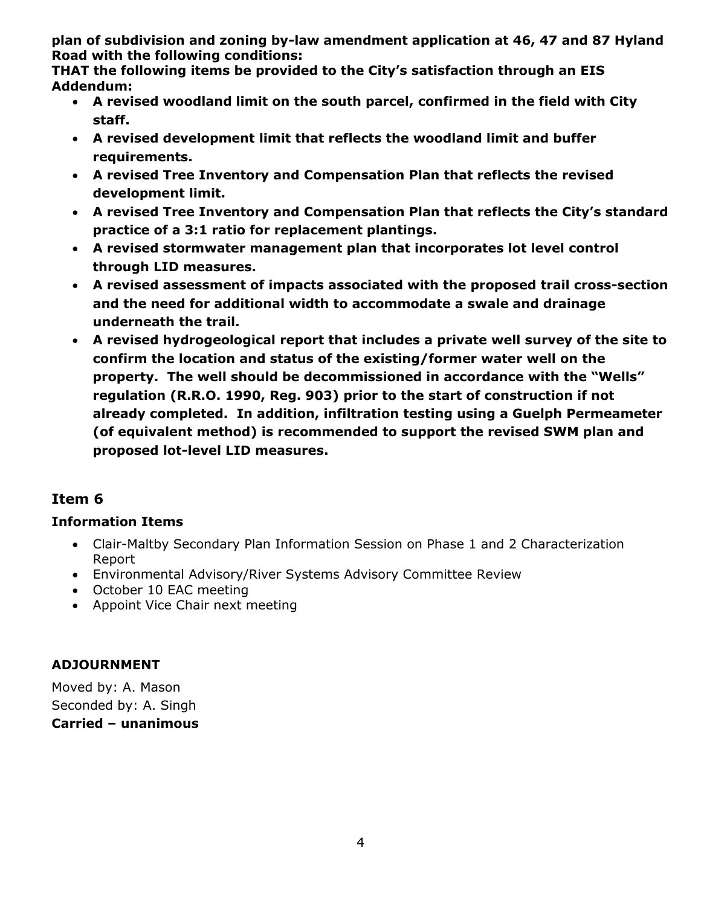**plan of subdivision and zoning by-law amendment application at 46, 47 and 87 Hyland Road with the following conditions:**

**THAT the following items be provided to the City's satisfaction through an EIS Addendum:**

- **A revised woodland limit on the south parcel, confirmed in the field with City staff.**
- **A revised development limit that reflects the woodland limit and buffer requirements.**
- **A revised Tree Inventory and Compensation Plan that reflects the revised development limit.**
- **A revised Tree Inventory and Compensation Plan that reflects the City's standard practice of a 3:1 ratio for replacement plantings.**
- **A revised stormwater management plan that incorporates lot level control through LID measures.**
- **A revised assessment of impacts associated with the proposed trail cross-section and the need for additional width to accommodate a swale and drainage underneath the trail.**
- **A revised hydrogeological report that includes a private well survey of the site to confirm the location and status of the existing/former water well on the property. The well should be decommissioned in accordance with the "Wells" regulation (R.R.O. 1990, Reg. 903) prior to the start of construction if not already completed. In addition, infiltration testing using a Guelph Permeameter (of equivalent method) is recommended to support the revised SWM plan and proposed lot-level LID measures.**

## Item 6

### Information Items

- Clair-Maltby Secondary Plan Information Session on Phase 1 and 2 Characterization Report
- Environmental Advisory/River Systems Advisory Committee Review
- October 10 EAC meeting
- Appoint Vice Chair next meeting

**ADJOURNMENT**

Moved by: A. Mason
Seconded by: A. Singh
**Carried – unanimous**